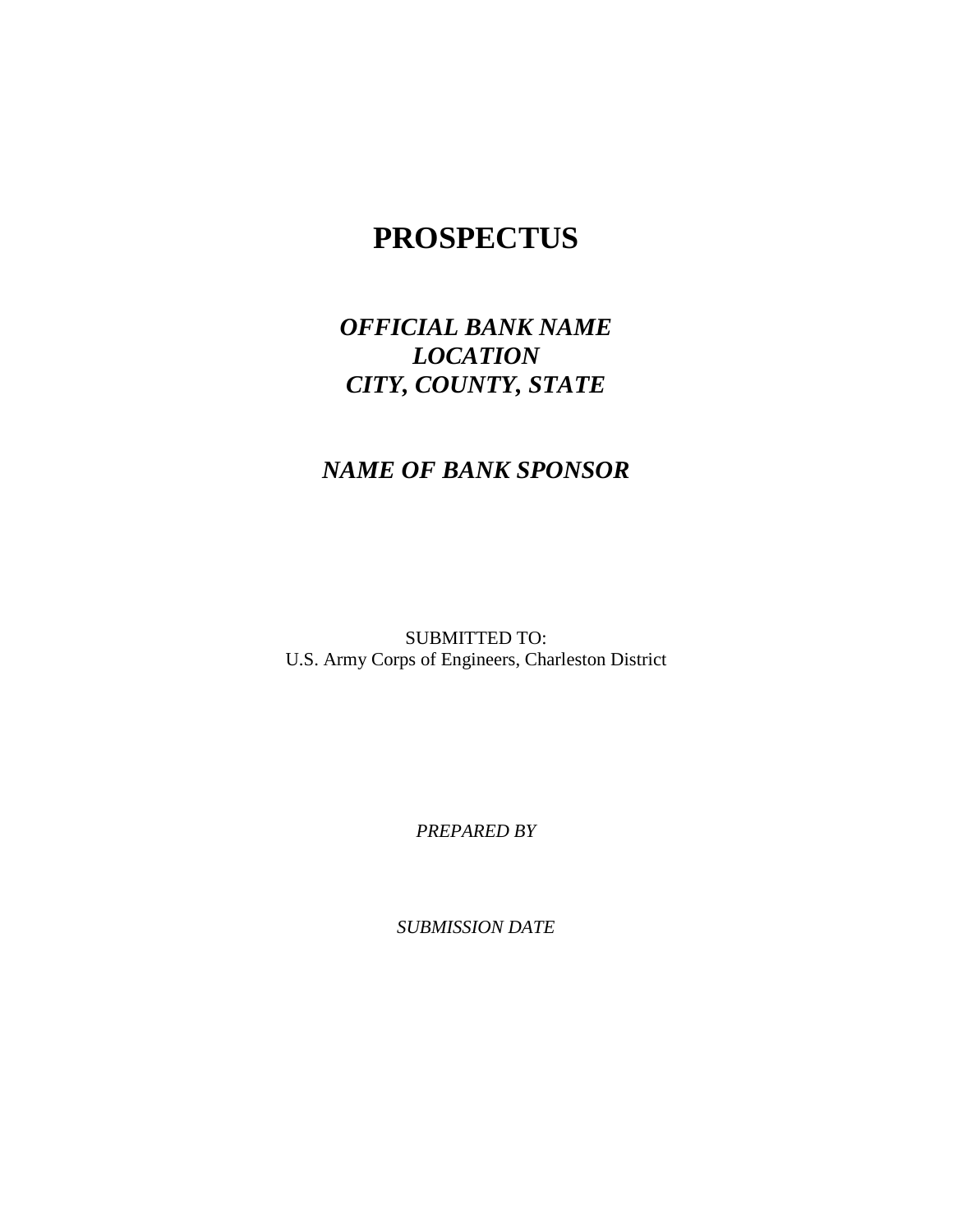# PROSPECTUS

## *OFFICIAL BANK NAME*
## *LOCATION*
## *CITY, COUNTY, STATE*

## *NAME OF BANK SPONSOR*

SUBMITTED TO:
U.S. Army Corps of Engineers, Charleston District

*PREPARED BY*

*SUBMISSION DATE*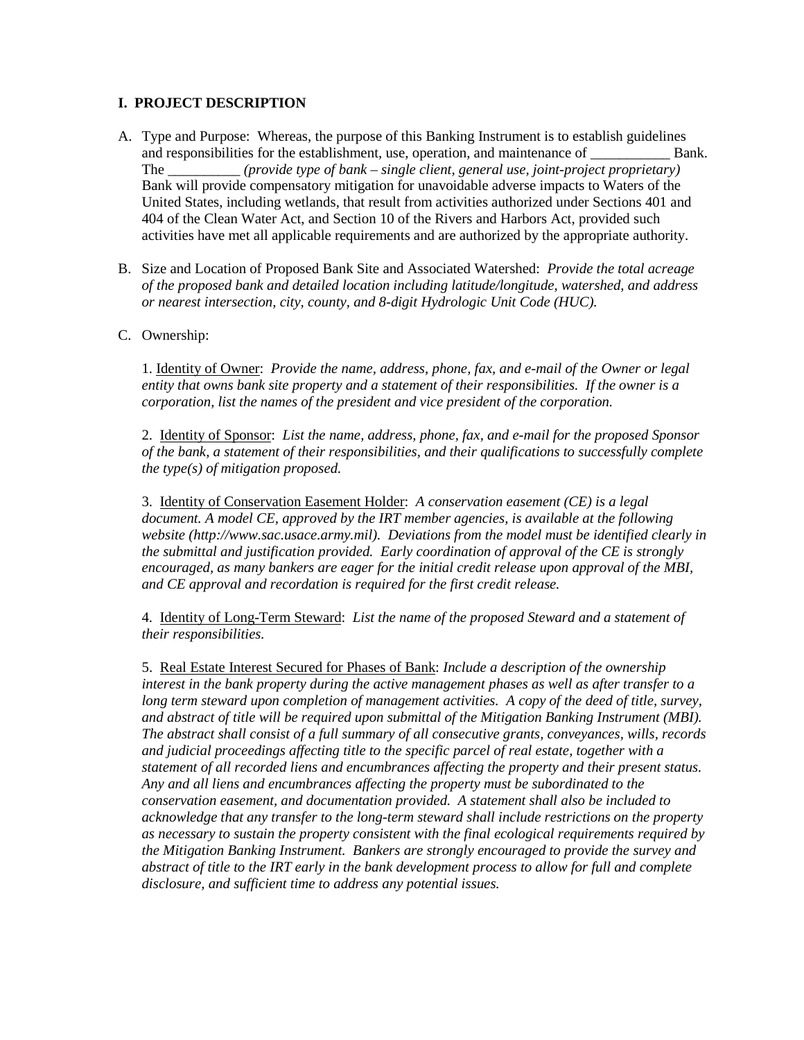## I. PROJECT DESCRIPTION

A. Type and Purpose: Whereas, the purpose of this Banking Instrument is to establish guidelines and responsibilities for the establishment, use, operation, and maintenance of ___________ Bank. The __________ *(provide type of bank – single client, general use, joint-project proprietary)* Bank will provide compensatory mitigation for unavoidable adverse impacts to Waters of the United States, including wetlands, that result from activities authorized under Sections 401 and 404 of the Clean Water Act, and Section 10 of the Rivers and Harbors Act, provided such activities have met all applicable requirements and are authorized by the appropriate authority.

B. Size and Location of Proposed Bank Site and Associated Watershed: *Provide the total acreage of the proposed bank and detailed location including latitude/longitude, watershed, and address or nearest intersection, city, county, and 8-digit Hydrologic Unit Code (HUC).*

C. Ownership:

1. Identity of Owner: *Provide the name, address, phone, fax, and e-mail of the Owner or legal entity that owns bank site property and a statement of their responsibilities. If the owner is a corporation, list the names of the president and vice president of the corporation.*

2. Identity of Sponsor: *List the name, address, phone, fax, and e-mail for the proposed Sponsor of the bank, a statement of their responsibilities, and their qualifications to successfully complete the type(s) of mitigation proposed.*

3. Identity of Conservation Easement Holder: *A conservation easement (CE) is a legal document. A model CE, approved by the IRT member agencies, is available at the following website (http://www.sac.usace.army.mil). Deviations from the model must be identified clearly in the submittal and justification provided. Early coordination of approval of the CE is strongly encouraged, as many bankers are eager for the initial credit release upon approval of the MBI, and CE approval and recordation is required for the first credit release.*

4. Identity of Long-Term Steward: *List the name of the proposed Steward and a statement of their responsibilities.*

5. Real Estate Interest Secured for Phases of Bank: *Include a description of the ownership interest in the bank property during the active management phases as well as after transfer to a long term steward upon completion of management activities. A copy of the deed of title, survey, and abstract of title will be required upon submittal of the Mitigation Banking Instrument (MBI). The abstract shall consist of a full summary of all consecutive grants, conveyances, wills, records and judicial proceedings affecting title to the specific parcel of real estate, together with a statement of all recorded liens and encumbrances affecting the property and their present status. Any and all liens and encumbrances affecting the property must be subordinated to the conservation easement, and documentation provided. A statement shall also be included to acknowledge that any transfer to the long-term steward shall include restrictions on the property as necessary to sustain the property consistent with the final ecological requirements required by the Mitigation Banking Instrument. Bankers are strongly encouraged to provide the survey and abstract of title to the IRT early in the bank development process to allow for full and complete disclosure, and sufficient time to address any potential issues.*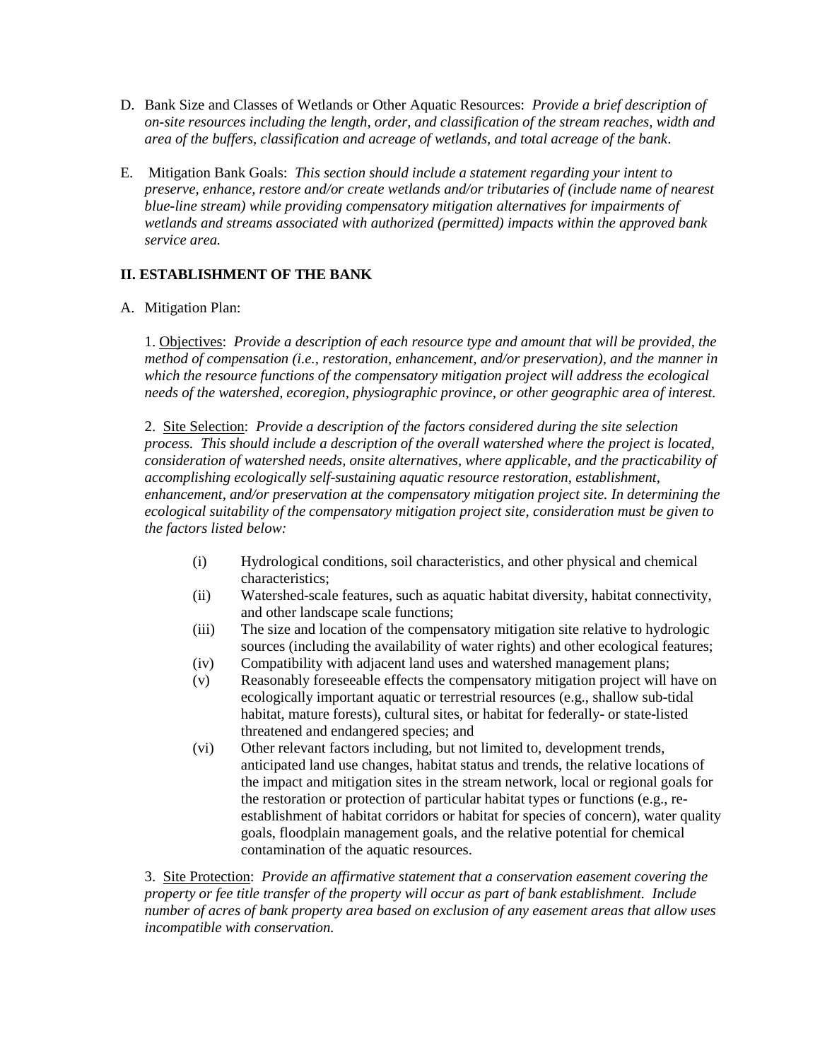D. Bank Size and Classes of Wetlands or Other Aquatic Resources: *Provide a brief description of on-site resources including the length, order, and classification of the stream reaches, width and area of the buffers, classification and acreage of wetlands, and total acreage of the bank*.

E. Mitigation Bank Goals: *This section should include a statement regarding your intent to preserve, enhance, restore and/or create wetlands and/or tributaries of (include name of nearest blue-line stream) while providing compensatory mitigation alternatives for impairments of wetlands and streams associated with authorized (permitted) impacts within the approved bank service area.*

## II. ESTABLISHMENT OF THE BANK

A. Mitigation Plan:

1. Objectives: *Provide a description of each resource type and amount that will be provided, the method of compensation (i.e., restoration, enhancement, and/or preservation), and the manner in which the resource functions of the compensatory mitigation project will address the ecological needs of the watershed, ecoregion, physiographic province, or other geographic area of interest.*

2. Site Selection: *Provide a description of the factors considered during the site selection process. This should include a description of the overall watershed where the project is located, consideration of watershed needs, onsite alternatives, where applicable, and the practicability of accomplishing ecologically self-sustaining aquatic resource restoration, establishment, enhancement, and/or preservation at the compensatory mitigation project site. In determining the ecological suitability of the compensatory mitigation project site, consideration must be given to the factors listed below:*

   - (i) Hydrological conditions, soil characteristics, and other physical and chemical characteristics;
   - (ii) Watershed-scale features, such as aquatic habitat diversity, habitat connectivity, and other landscape scale functions;
   - (iii) The size and location of the compensatory mitigation site relative to hydrologic sources (including the availability of water rights) and other ecological features;
   - (iv) Compatibility with adjacent land uses and watershed management plans;
   - (v) Reasonably foreseeable effects the compensatory mitigation project will have on ecologically important aquatic or terrestrial resources (e.g., shallow sub-tidal habitat, mature forests), cultural sites, or habitat for federally- or state-listed threatened and endangered species; and
   - (vi) Other relevant factors including, but not limited to, development trends, anticipated land use changes, habitat status and trends, the relative locations of the impact and mitigation sites in the stream network, local or regional goals for the restoration or protection of particular habitat types or functions (e.g., re-establishment of habitat corridors or habitat for species of concern), water quality goals, floodplain management goals, and the relative potential for chemical contamination of the aquatic resources.

3. Site Protection: *Provide an affirmative statement that a conservation easement covering the property or fee title transfer of the property will occur as part of bank establishment. Include number of acres of bank property area based on exclusion of any easement areas that allow uses incompatible with conservation.*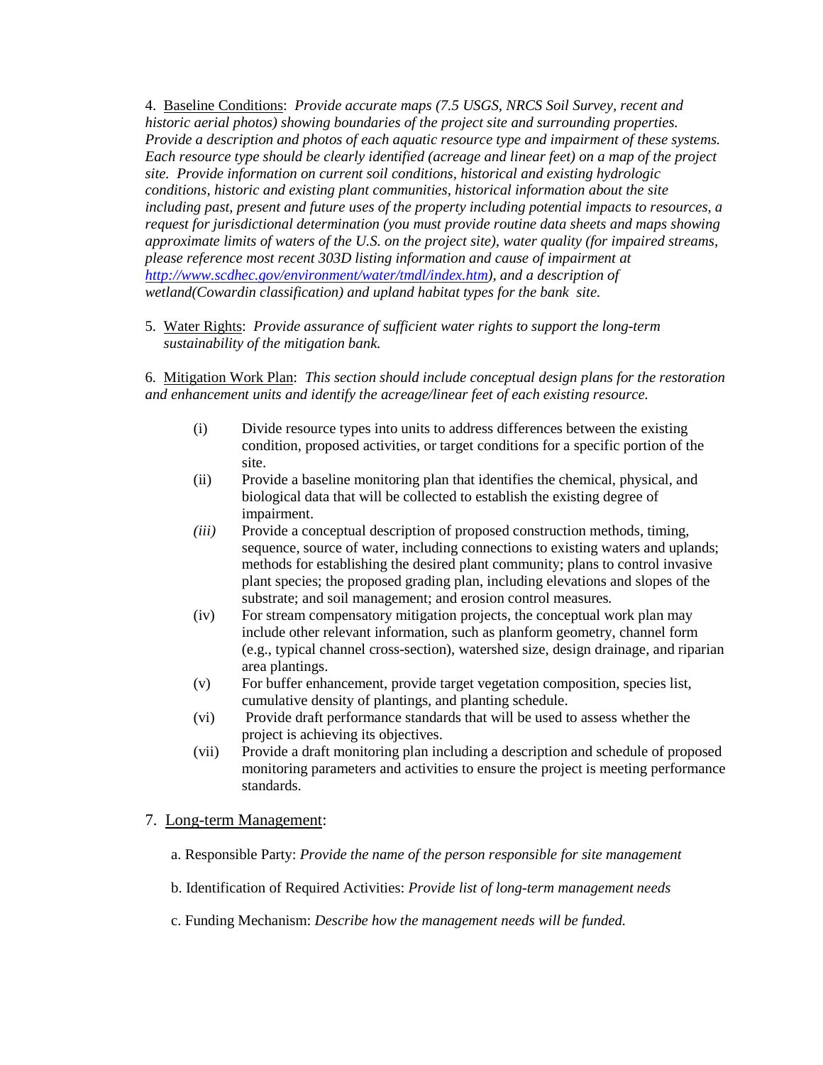4. <u>Baseline Conditions</u>: *Provide accurate maps (7.5 USGS, NRCS Soil Survey, recent and historic aerial photos) showing boundaries of the project site and surrounding properties. Provide a description and photos of each aquatic resource type and impairment of these systems. Each resource type should be clearly identified (acreage and linear feet) on a map of the project site. Provide information on current soil conditions, historical and existing hydrologic conditions, historic and existing plant communities, historical information about the site including past, present and future uses of the property including potential impacts to resources, a request for jurisdictional determination (you must provide routine data sheets and maps showing approximate limits of waters of the U.S. on the project site), water quality (for impaired streams, please reference most recent 303D listing information and cause of impairment at [http://www.scdhec.gov/environment/water/tmdl/index.htm](http://www.scdhec.gov/environment/water/tmdl/index.htm)), and a description of wetland(Cowardin classification) and upland habitat types for the bank site.*

5. <u>Water Rights</u>: *Provide assurance of sufficient water rights to support the long-term sustainability of the mitigation bank.*

6. <u>Mitigation Work Plan</u>: *This section should include conceptual design plans for the restoration and enhancement units and identify the acreage/linear feet of each existing resource.*

   (i) Divide resource types into units to address differences between the existing condition, proposed activities, or target conditions for a specific portion of the site.

   (ii) Provide a baseline monitoring plan that identifies the chemical, physical, and biological data that will be collected to establish the existing degree of impairment.

   *(iii)* Provide a conceptual description of proposed construction methods, timing, sequence, source of water, including connections to existing waters and uplands; methods for establishing the desired plant community; plans to control invasive plant species; the proposed grading plan, including elevations and slopes of the substrate; and soil management; and erosion control measures.

   (iv) For stream compensatory mitigation projects, the conceptual work plan may include other relevant information, such as planform geometry, channel form (e.g., typical channel cross-section), watershed size, design drainage, and riparian area plantings.

   (v) For buffer enhancement, provide target vegetation composition, species list, cumulative density of plantings, and planting schedule.

   (vi) Provide draft performance standards that will be used to assess whether the project is achieving its objectives.

   (vii) Provide a draft monitoring plan including a description and schedule of proposed monitoring parameters and activities to ensure the project is meeting performance standards.

7. <u>Long-term Management</u>:

   a. Responsible Party: *Provide the name of the person responsible for site management*

   b. Identification of Required Activities: *Provide list of long-term management needs*

   c. Funding Mechanism: *Describe how the management needs will be funded.*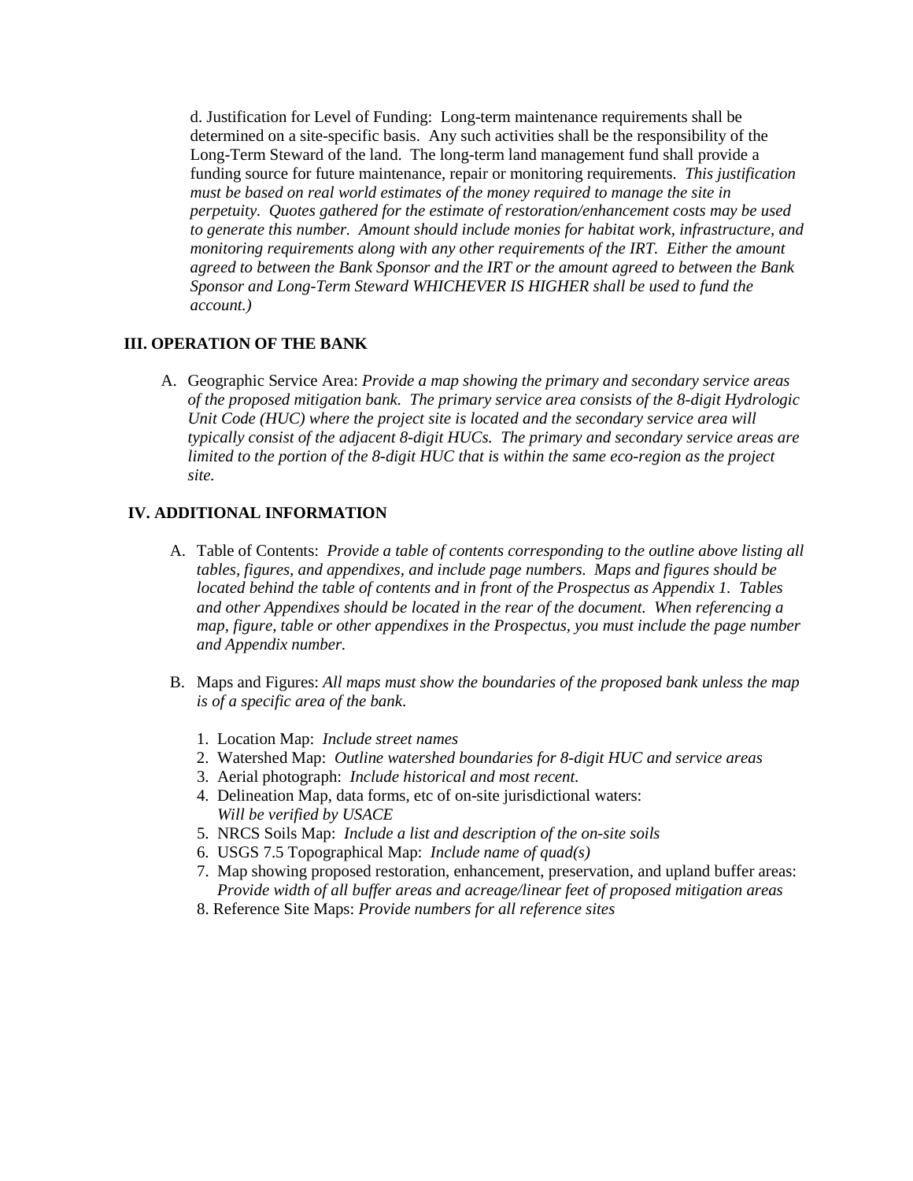d. Justification for Level of Funding: Long-term maintenance requirements shall be determined on a site-specific basis. Any such activities shall be the responsibility of the Long-Term Steward of the land. The long-term land management fund shall provide a funding source for future maintenance, repair or monitoring requirements. *This justification must be based on real world estimates of the money required to manage the site in perpetuity. Quotes gathered for the estimate of restoration/enhancement costs may be used to generate this number. Amount should include monies for habitat work, infrastructure, and monitoring requirements along with any other requirements of the IRT. Either the amount agreed to between the Bank Sponsor and the IRT or the amount agreed to between the Bank Sponsor and Long-Term Steward WHICHEVER IS HIGHER shall be used to fund the account.)*

## III. OPERATION OF THE BANK

A. Geographic Service Area: *Provide a map showing the primary and secondary service areas of the proposed mitigation bank. The primary service area consists of the 8-digit Hydrologic Unit Code (HUC) where the project site is located and the secondary service area will typically consist of the adjacent 8-digit HUCs. The primary and secondary service areas are limited to the portion of the 8-digit HUC that is within the same eco-region as the project site.*

## IV. ADDITIONAL INFORMATION

A. Table of Contents: *Provide a table of contents corresponding to the outline above listing all tables, figures, and appendixes, and include page numbers. Maps and figures should be located behind the table of contents and in front of the Prospectus as Appendix 1. Tables and other Appendixes should be located in the rear of the document. When referencing a map, figure, table or other appendixes in the Prospectus, you must include the page number and Appendix number.*

B. Maps and Figures: *All maps must show the boundaries of the proposed bank unless the map is of a specific area of the bank.*

1. Location Map: *Include street names*
2. Watershed Map: *Outline watershed boundaries for 8-digit HUC and service areas*
3. Aerial photograph: *Include historical and most recent.*
4. Delineation Map, data forms, etc of on-site jurisdictional waters: *Will be verified by USACE*
5. NRCS Soils Map: *Include a list and description of the on-site soils*
6. USGS 7.5 Topographical Map: *Include name of quad(s)*
7. Map showing proposed restoration, enhancement, preservation, and upland buffer areas: *Provide width of all buffer areas and acreage/linear feet of proposed mitigation areas*
8. Reference Site Maps: *Provide numbers for all reference sites*